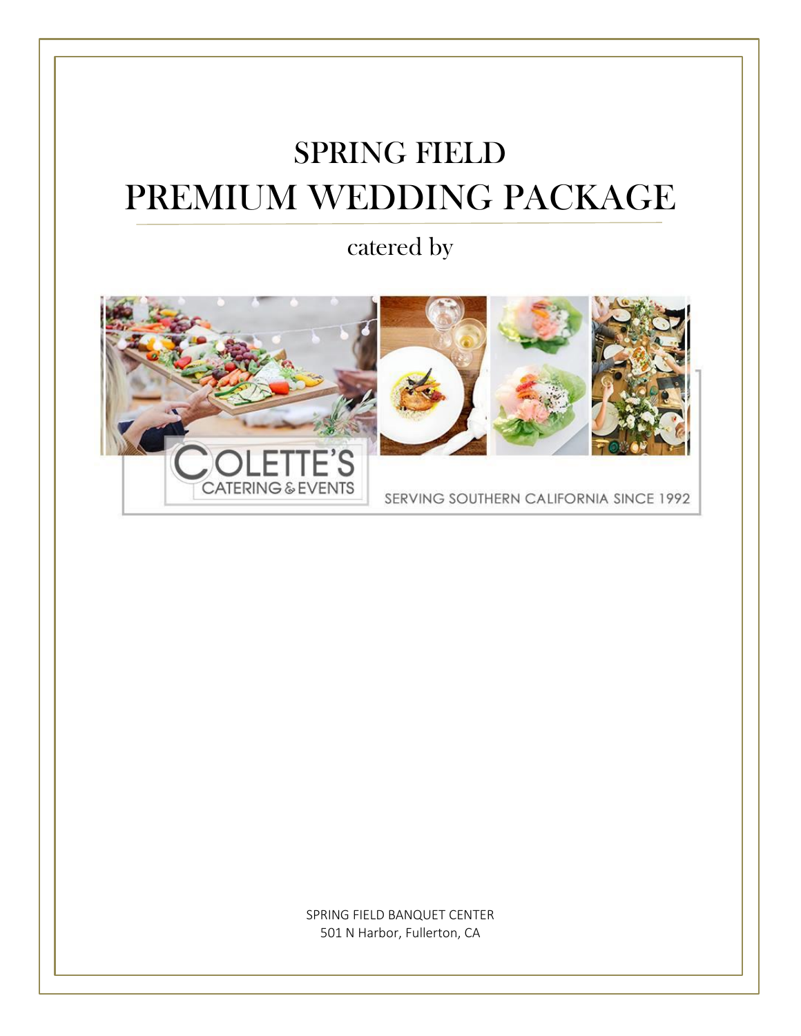# SPRING FIELD
# PREMIUM WEDDING PACKAGE

catered by

COLETTE'S
CATERING & EVENTS

SERVING SOUTHERN CALIFORNIA SINCE 1992

SPRING FIELD BANQUET CENTER
501 N Harbor, Fullerton, CA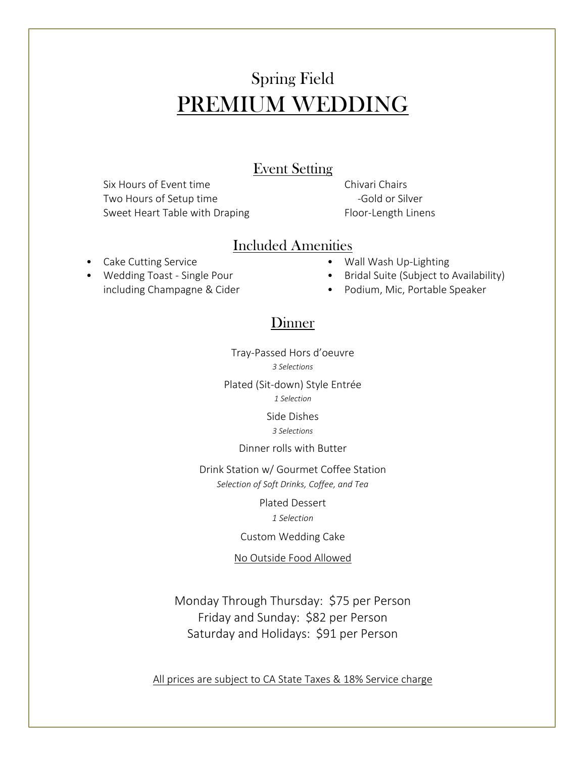# Spring Field

# PREMIUM WEDDING

## Event Setting

Six Hours of Event time
Two Hours of Setup time
Sweet Heart Table with Draping

Chivari Chairs
-Gold or Silver
Floor-Length Linens

## Included Amenities

- Cake Cutting Service
- Wedding Toast - Single Pour including Champagne & Cider
- Wall Wash Up-Lighting
- Bridal Suite (Subject to Availability)
- Podium, Mic, Portable Speaker

## Dinner

Tray-Passed Hors d'oeuvre
*3 Selections*

Plated (Sit-down) Style Entrée
*1 Selection*

Side Dishes
*3 Selections*

Dinner rolls with Butter

Drink Station w/ Gourmet Coffee Station
*Selection of Soft Drinks, Coffee, and Tea*

Plated Dessert
*1 Selection*

Custom Wedding Cake

No Outside Food Allowed

Monday Through Thursday: $75 per Person
Friday and Sunday: $82 per Person
Saturday and Holidays: $91 per Person

All prices are subject to CA State Taxes & 18% Service charge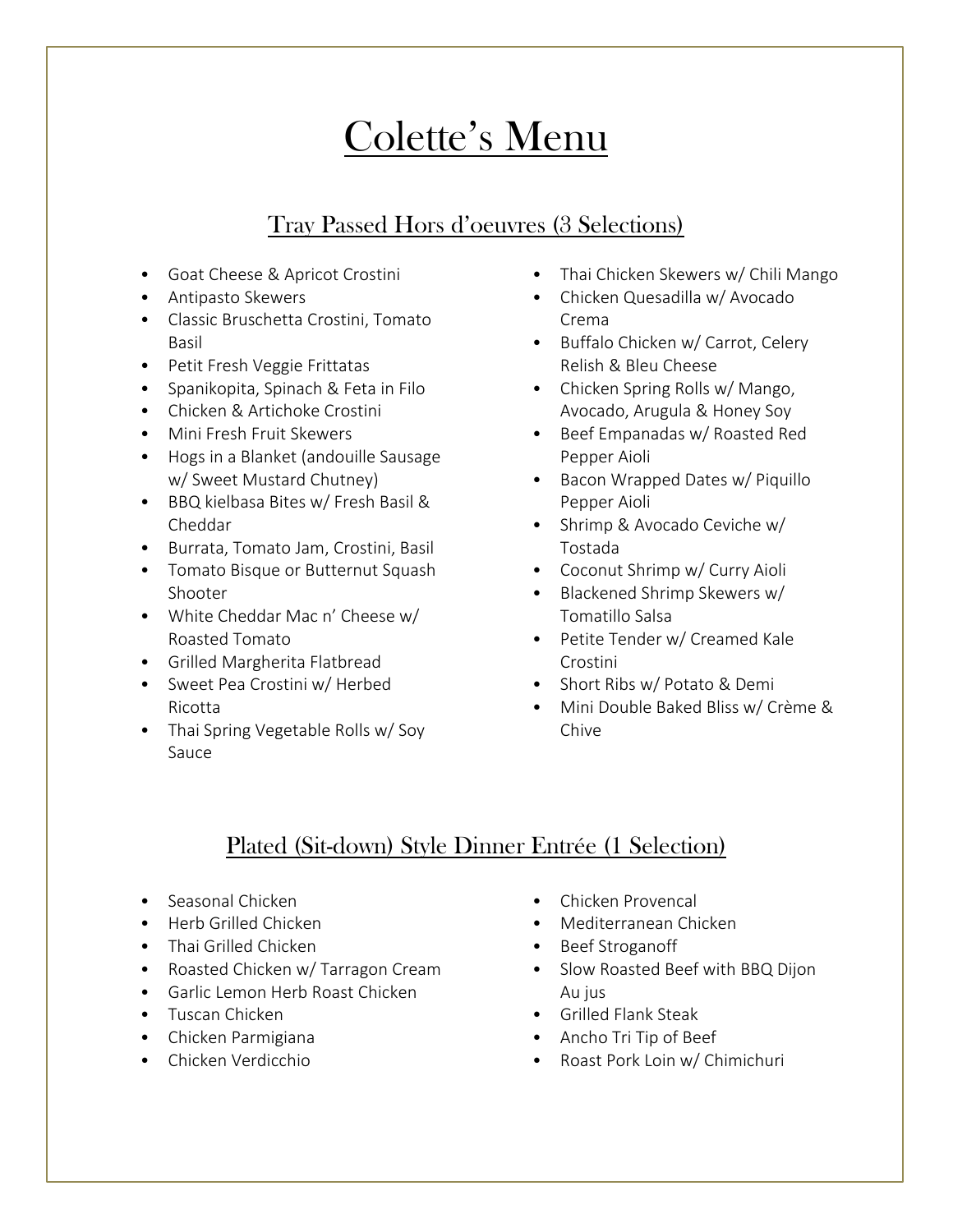# Colette's Menu

## Tray Passed Hors d'oeuvres (3 Selections)

- Goat Cheese & Apricot Crostini
- Antipasto Skewers
- Classic Bruschetta Crostini, Tomato Basil
- Petit Fresh Veggie Frittatas
- Spanikopita, Spinach & Feta in Filo
- Chicken & Artichoke Crostini
- Mini Fresh Fruit Skewers
- Hogs in a Blanket (andouille Sausage w/ Sweet Mustard Chutney)
- BBQ kielbasa Bites w/ Fresh Basil & Cheddar
- Burrata, Tomato Jam, Crostini, Basil
- Tomato Bisque or Butternut Squash Shooter
- White Cheddar Mac n' Cheese w/ Roasted Tomato
- Grilled Margherita Flatbread
- Sweet Pea Crostini w/ Herbed Ricotta
- Thai Spring Vegetable Rolls w/ Soy Sauce
- Thai Chicken Skewers w/ Chili Mango
- Chicken Quesadilla w/ Avocado Crema
- Buffalo Chicken w/ Carrot, Celery Relish & Bleu Cheese
- Chicken Spring Rolls w/ Mango, Avocado, Arugula & Honey Soy
- Beef Empanadas w/ Roasted Red Pepper Aioli
- Bacon Wrapped Dates w/ Piquillo Pepper Aioli
- Shrimp & Avocado Ceviche w/ Tostada
- Coconut Shrimp w/ Curry Aioli
- Blackened Shrimp Skewers w/ Tomatillo Salsa
- Petite Tender w/ Creamed Kale Crostini
- Short Ribs w/ Potato & Demi
- Mini Double Baked Bliss w/ Crème & Chive

## Plated (Sit-down) Style Dinner Entrée (1 Selection)

- Seasonal Chicken
- Herb Grilled Chicken
- Thai Grilled Chicken
- Roasted Chicken w/ Tarragon Cream
- Garlic Lemon Herb Roast Chicken
- Tuscan Chicken
- Chicken Parmigiana
- Chicken Verdicchio
- Chicken Provencal
- Mediterranean Chicken
- Beef Stroganoff
- Slow Roasted Beef with BBQ Dijon Au jus
- Grilled Flank Steak
- Ancho Tri Tip of Beef
- Roast Pork Loin w/ Chimichuri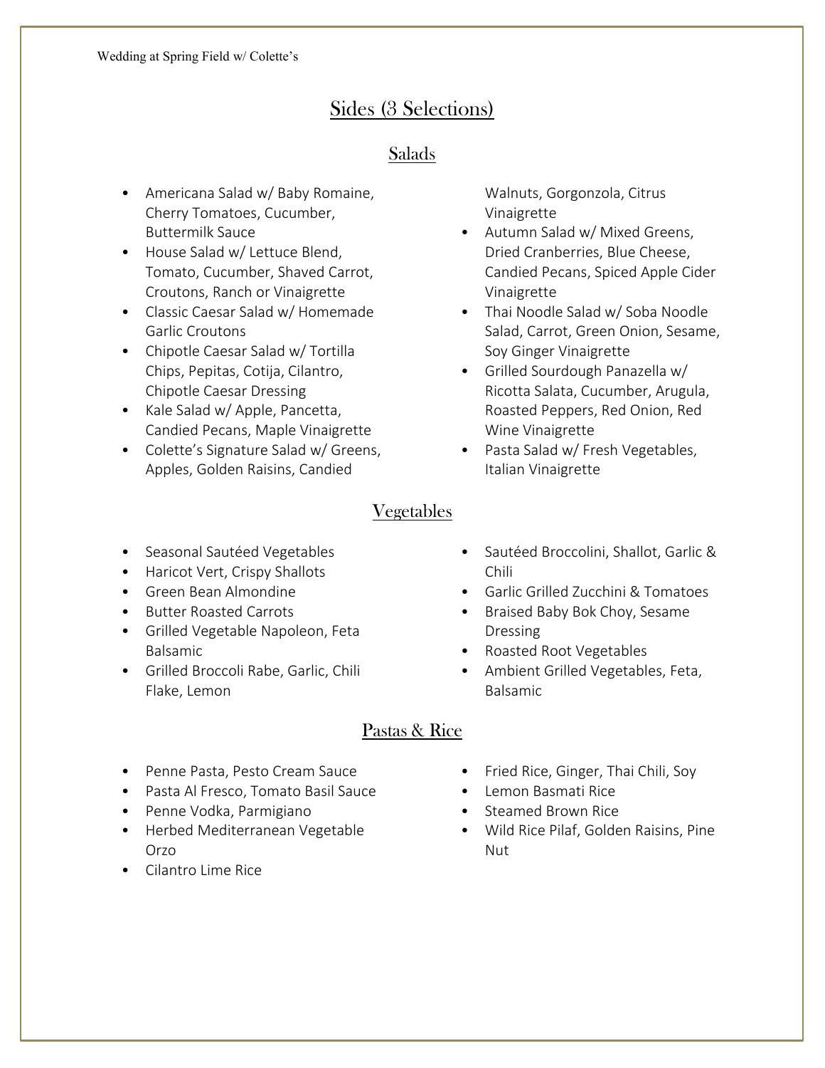## Sides (3 Selections)

### Salads

- Americana Salad w/ Baby Romaine, Cherry Tomatoes, Cucumber, Buttermilk Sauce
- House Salad w/ Lettuce Blend, Tomato, Cucumber, Shaved Carrot, Croutons, Ranch or Vinaigrette
- Classic Caesar Salad w/ Homemade Garlic Croutons
- Chipotle Caesar Salad w/ Tortilla Chips, Pepitas, Cotija, Cilantro, Chipotle Caesar Dressing
- Kale Salad w/ Apple, Pancetta, Candied Pecans, Maple Vinaigrette
- Colette's Signature Salad w/ Greens, Apples, Golden Raisins, Candied Walnuts, Gorgonzola, Citrus Vinaigrette
- Autumn Salad w/ Mixed Greens, Dried Cranberries, Blue Cheese, Candied Pecans, Spiced Apple Cider Vinaigrette
- Thai Noodle Salad w/ Soba Noodle Salad, Carrot, Green Onion, Sesame, Soy Ginger Vinaigrette
- Grilled Sourdough Panazella w/ Ricotta Salata, Cucumber, Arugula, Roasted Peppers, Red Onion, Red Wine Vinaigrette
- Pasta Salad w/ Fresh Vegetables, Italian Vinaigrette

### Vegetables

- Seasonal Sautéed Vegetables
- Haricot Vert, Crispy Shallots
- Green Bean Almondine
- Butter Roasted Carrots
- Grilled Vegetable Napoleon, Feta Balsamic
- Grilled Broccoli Rabe, Garlic, Chili Flake, Lemon
- Sautéed Broccolini, Shallot, Garlic & Chili
- Garlic Grilled Zucchini & Tomatoes
- Braised Baby Bok Choy, Sesame Dressing
- Roasted Root Vegetables
- Ambient Grilled Vegetables, Feta, Balsamic

### Pastas & Rice

- Penne Pasta, Pesto Cream Sauce
- Pasta Al Fresco, Tomato Basil Sauce
- Penne Vodka, Parmigiano
- Herbed Mediterranean Vegetable Orzo
- Cilantro Lime Rice
- Fried Rice, Ginger, Thai Chili, Soy
- Lemon Basmati Rice
- Steamed Brown Rice
- Wild Rice Pilaf, Golden Raisins, Pine Nut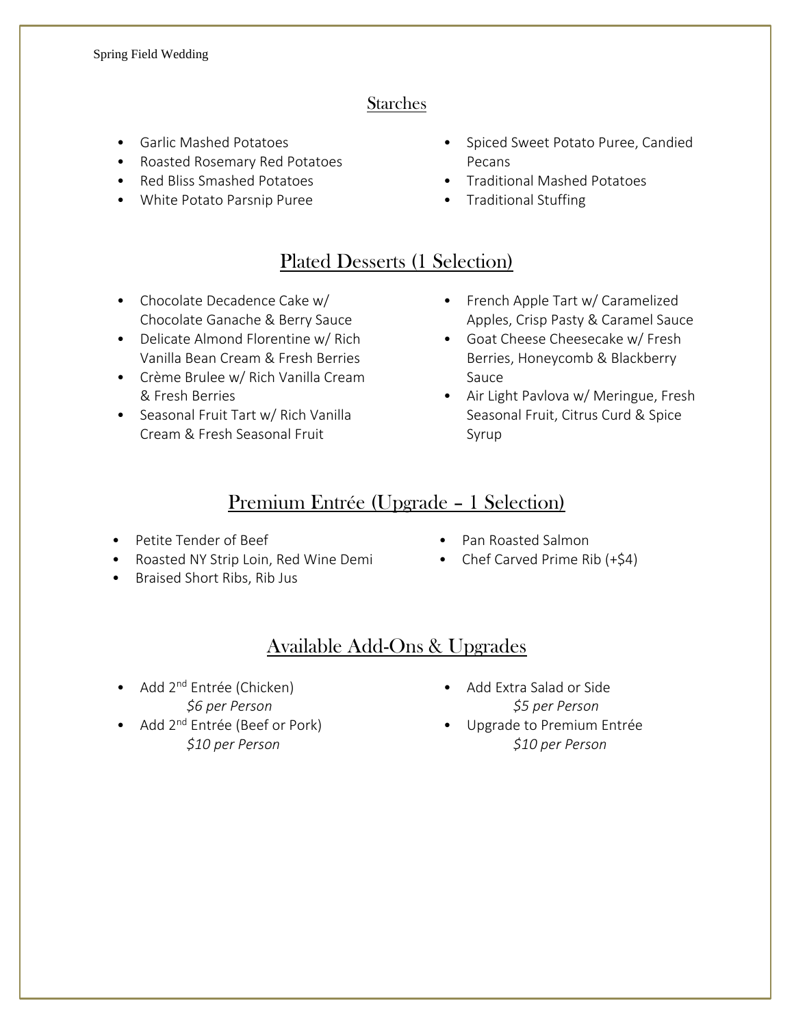## Starches

- Garlic Mashed Potatoes
- Roasted Rosemary Red Potatoes
- Red Bliss Smashed Potatoes
- White Potato Parsnip Puree
- Spiced Sweet Potato Puree, Candied Pecans
- Traditional Mashed Potatoes
- Traditional Stuffing

## Plated Desserts (1 Selection)

- Chocolate Decadence Cake w/ Chocolate Ganache & Berry Sauce
- Delicate Almond Florentine w/ Rich Vanilla Bean Cream & Fresh Berries
- Crème Brulee w/ Rich Vanilla Cream & Fresh Berries
- Seasonal Fruit Tart w/ Rich Vanilla Cream & Fresh Seasonal Fruit
- French Apple Tart w/ Caramelized Apples, Crisp Pasty & Caramel Sauce
- Goat Cheese Cheesecake w/ Fresh Berries, Honeycomb & Blackberry Sauce
- Air Light Pavlova w/ Meringue, Fresh Seasonal Fruit, Citrus Curd & Spice Syrup

## Premium Entrée (Upgrade – 1 Selection)

- Petite Tender of Beef
- Roasted NY Strip Loin, Red Wine Demi
- Braised Short Ribs, Rib Jus
- Pan Roasted Salmon
- Chef Carved Prime Rib (+$4)

## Available Add-Ons & Upgrades

- Add 2nd Entrée (Chicken)
  *$6 per Person*
- Add 2nd Entrée (Beef or Pork)
  *$10 per Person*
- Add Extra Salad or Side
  *$5 per Person*
- Upgrade to Premium Entrée
  *$10 per Person*